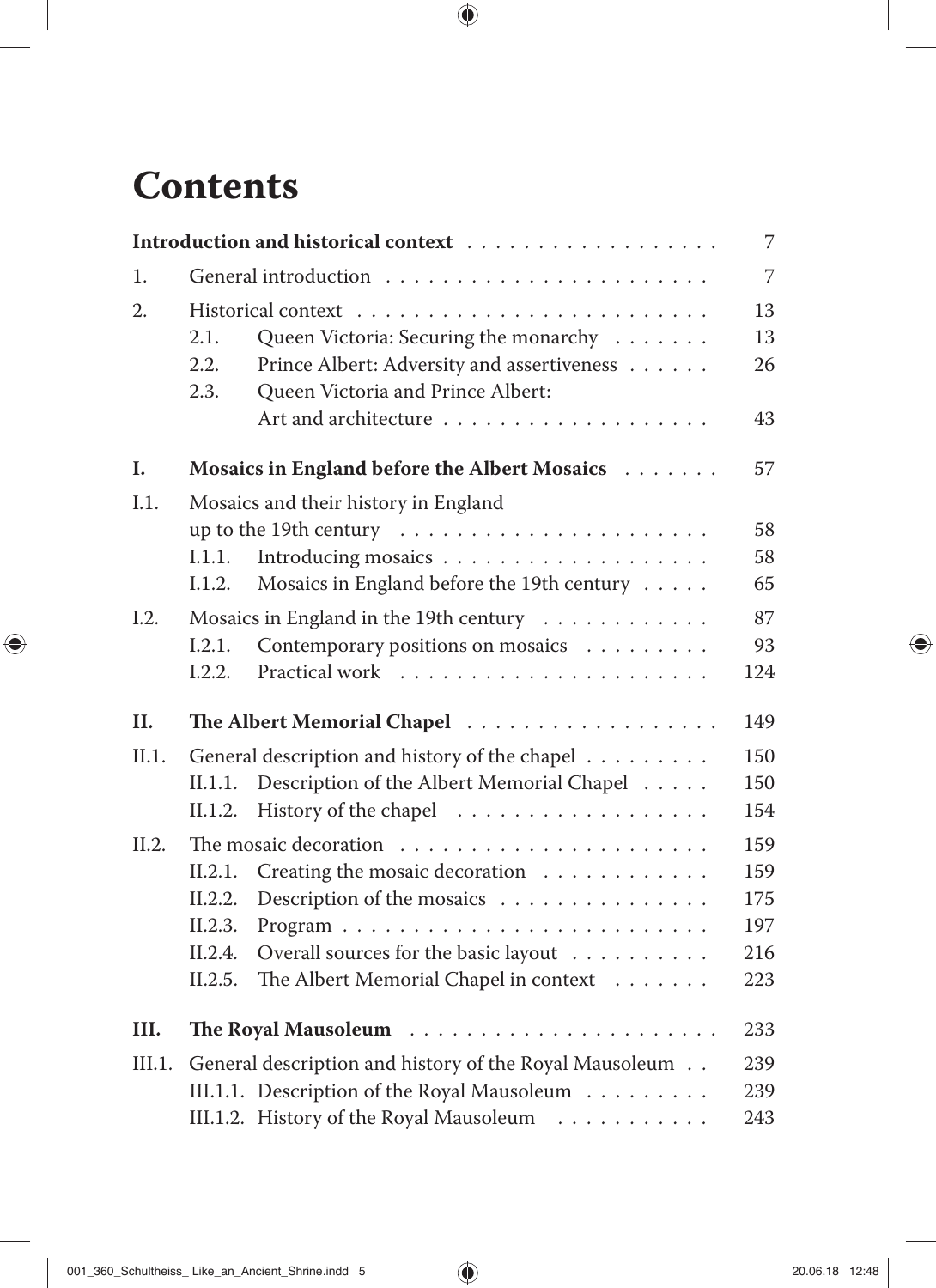# Contents

| | | |
|---|---|---|
| **Introduction and historical context** | | 7 |
| 1. | General introduction | 7 |
| 2. | Historical context | 13 |
| | 2.1. Queen Victoria: Securing the monarchy | 13 |
| | 2.2. Prince Albert: Adversity and assertiveness | 26 |
| | 2.3. Queen Victoria and Prince Albert: Art and architecture | 43 |
| **I.** | **Mosaics in England before the Albert Mosaics** | 57 |
| I.1. | Mosaics and their history in England up to the 19th century | 58 |
| | I.1.1. Introducing mosaics | 58 |
| | I.1.2. Mosaics in England before the 19th century | 65 |
| I.2. | Mosaics in England in the 19th century | 87 |
| | I.2.1. Contemporary positions on mosaics | 93 |
| | I.2.2. Practical work | 124 |
| **II.** | **The Albert Memorial Chapel** | 149 |
| II.1. | General description and history of the chapel | 150 |
| | II.1.1. Description of the Albert Memorial Chapel | 150 |
| | II.1.2. History of the chapel | 154 |
| II.2. | The mosaic decoration | 159 |
| | II.2.1. Creating the mosaic decoration | 159 |
| | II.2.2. Description of the mosaics | 175 |
| | II.2.3. Program | 197 |
| | II.2.4. Overall sources for the basic layout | 216 |
| | II.2.5. The Albert Memorial Chapel in context | 223 |
| **III.** | **The Royal Mausoleum** | 233 |
| III.1. | General description and history of the Royal Mausoleum | 239 |
| | III.1.1. Description of the Royal Mausoleum | 239 |
| | III.1.2. History of the Royal Mausoleum | 243 |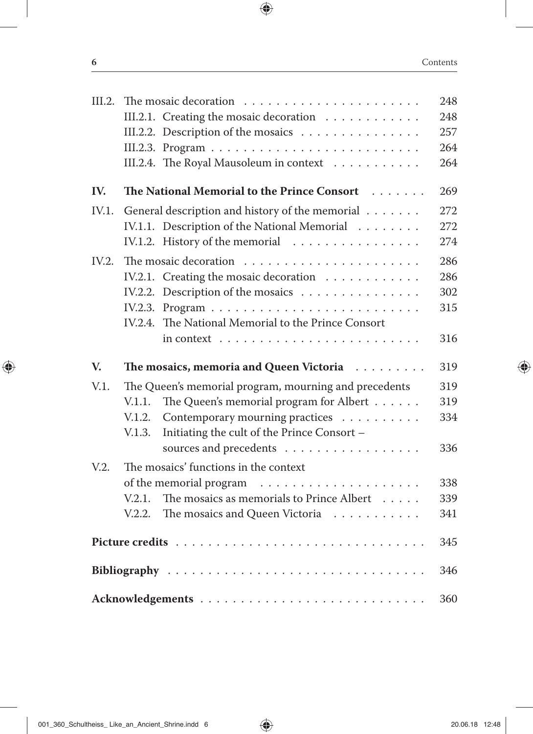| | | |
|---|---|---|
| III.2. | The mosaic decoration | 248 |
| | III.2.1. Creating the mosaic decoration | 248 |
| | III.2.2. Description of the mosaics | 257 |
| | III.2.3. Program | 264 |
| | III.2.4. The Royal Mausoleum in context | 264 |
| **IV.** | **The National Memorial to the Prince Consort** | 269 |
| IV.1. | General description and history of the memorial | 272 |
| | IV.1.1. Description of the National Memorial | 272 |
| | IV.1.2. History of the memorial | 274 |
| IV.2. | The mosaic decoration | 286 |
| | IV.2.1. Creating the mosaic decoration | 286 |
| | IV.2.2. Description of the mosaics | 302 |
| | IV.2.3. Program | 315 |
| | IV.2.4. The National Memorial to the Prince Consort in context | 316 |
| **V.** | **The mosaics, memoria and Queen Victoria** | 319 |
| V.1. | The Queen's memorial program, mourning and precedents | 319 |
| | V.1.1. The Queen's memorial program for Albert | 319 |
| | V.1.2. Contemporary mourning practices | 334 |
| | V.1.3. Initiating the cult of the Prince Consort – sources and precedents | 336 |
| V.2. | The mosaics' functions in the context of the memorial program | 338 |
| | V.2.1. The mosaics as memorials to Prince Albert | 339 |
| | V.2.2. The mosaics and Queen Victoria | 341 |
| **Picture credits** | | 345 |
| **Bibliography** | | 346 |
| **Acknowledgements** | | 360 |